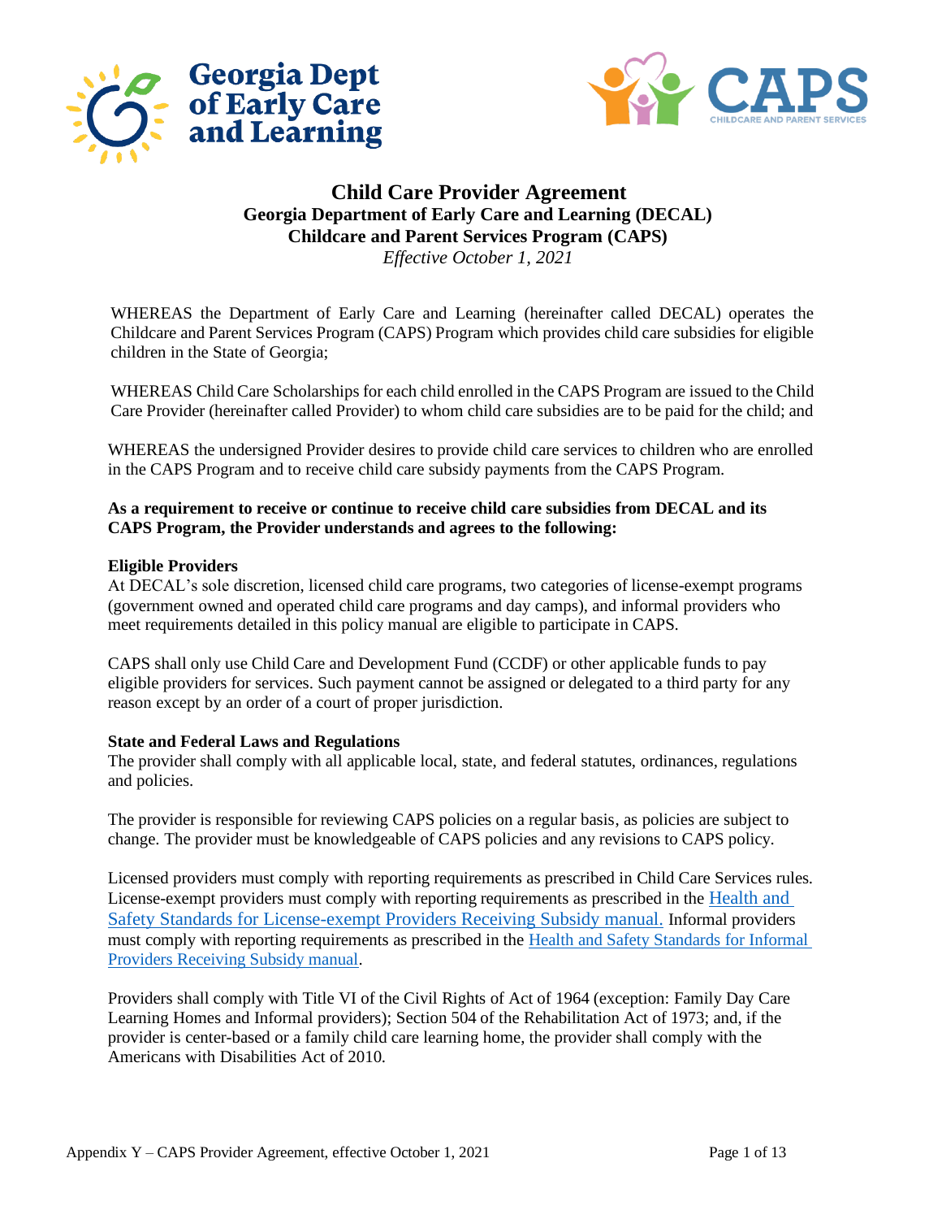# Child Care Provider Agreement

## Georgia Department of Early Care and Learning (DECAL)
## Childcare and Parent Services Program (CAPS)

*Effective October 1, 2021*

WHEREAS the Department of Early Care and Learning (hereinafter called DECAL) operates the Childcare and Parent Services Program (CAPS) Program which provides child care subsidies for eligible children in the State of Georgia;

WHEREAS Child Care Scholarships for each child enrolled in the CAPS Program are issued to the Child Care Provider (hereinafter called Provider) to whom child care subsidies are to be paid for the child; and

WHEREAS the undersigned Provider desires to provide child care services to children who are enrolled in the CAPS Program and to receive child care subsidy payments from the CAPS Program.

**As a requirement to receive or continue to receive child care subsidies from DECAL and its CAPS Program, the Provider understands and agrees to the following:**

**Eligible Providers**

At DECAL's sole discretion, licensed child care programs, two categories of license-exempt programs (government owned and operated child care programs and day camps), and informal providers who meet requirements detailed in this policy manual are eligible to participate in CAPS.

CAPS shall only use Child Care and Development Fund (CCDF) or other applicable funds to pay eligible providers for services. Such payment cannot be assigned or delegated to a third party for any reason except by an order of a court of proper jurisdiction.

**State and Federal Laws and Regulations**

The provider shall comply with all applicable local, state, and federal statutes, ordinances, regulations and policies.

The provider is responsible for reviewing CAPS policies on a regular basis, as policies are subject to change. The provider must be knowledgeable of CAPS policies and any revisions to CAPS policy.

Licensed providers must comply with reporting requirements as prescribed in Child Care Services rules. License-exempt providers must comply with reporting requirements as prescribed in the Health and Safety Standards for License-exempt Providers Receiving Subsidy manual. Informal providers must comply with reporting requirements as prescribed in the Health and Safety Standards for Informal Providers Receiving Subsidy manual.

Providers shall comply with Title VI of the Civil Rights of Act of 1964 (exception: Family Day Care Learning Homes and Informal providers); Section 504 of the Rehabilitation Act of 1973; and, if the provider is center-based or a family child care learning home, the provider shall comply with the Americans with Disabilities Act of 2010.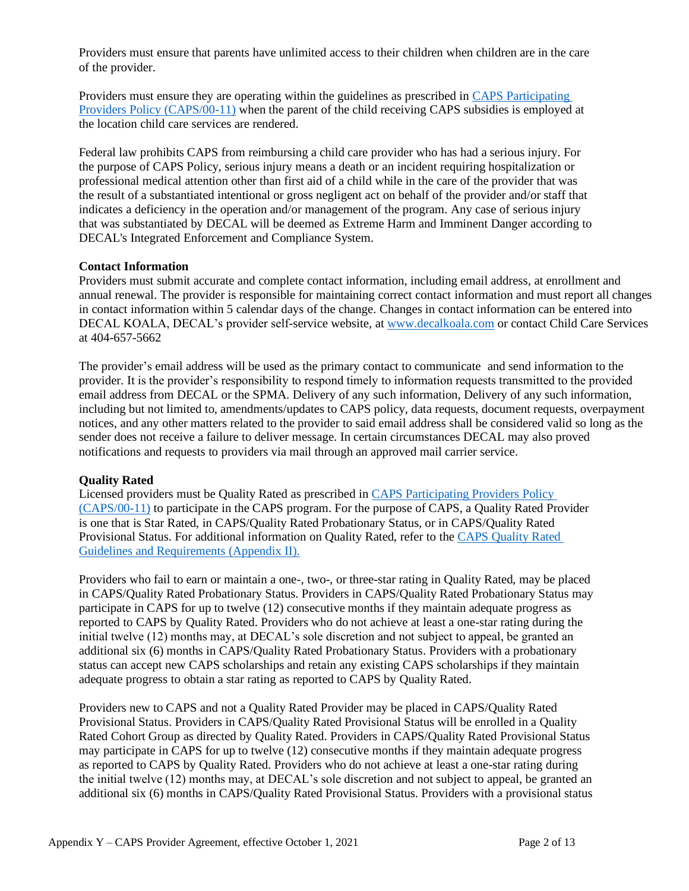Providers must ensure that parents have unlimited access to their children when children are in the care of the provider.

Providers must ensure they are operating within the guidelines as prescribed in [CAPS Participating Providers Policy (CAPS/00-11)](#) when the parent of the child receiving CAPS subsidies is employed at the location child care services are rendered.

Federal law prohibits CAPS from reimbursing a child care provider who has had a serious injury. For the purpose of CAPS Policy, serious injury means a death or an incident requiring hospitalization or professional medical attention other than first aid of a child while in the care of the provider that was the result of a substantiated intentional or gross negligent act on behalf of the provider and/or staff that indicates a deficiency in the operation and/or management of the program. Any case of serious injury that was substantiated by DECAL will be deemed as Extreme Harm and Imminent Danger according to DECAL's Integrated Enforcement and Compliance System.

**Contact Information**
Providers must submit accurate and complete contact information, including email address, at enrollment and annual renewal. The provider is responsible for maintaining correct contact information and must report all changes in contact information within 5 calendar days of the change. Changes in contact information can be entered into DECAL KOALA, DECAL's provider self-service website, at [www.decalkoala.com](http://www.decalkoala.com) or contact Child Care Services at 404-657-5662

The provider's email address will be used as the primary contact to communicate and send information to the provider. It is the provider's responsibility to respond timely to information requests transmitted to the provided email address from DECAL or the SPMA. Delivery of any such information, Delivery of any such information, including but not limited to, amendments/updates to CAPS policy, data requests, document requests, overpayment notices, and any other matters related to the provider to said email address shall be considered valid so long as the sender does not receive a failure to deliver message. In certain circumstances DECAL may also proved notifications and requests to providers via mail through an approved mail carrier service.

**Quality Rated**
Licensed providers must be Quality Rated as prescribed in [CAPS Participating Providers Policy (CAPS/00-11)](#) to participate in the CAPS program. For the purpose of CAPS, a Quality Rated Provider is one that is Star Rated, in CAPS/Quality Rated Probationary Status, or in CAPS/Quality Rated Provisional Status. For additional information on Quality Rated, refer to the [CAPS Quality Rated Guidelines and Requirements (Appendix II).](#)

Providers who fail to earn or maintain a one-, two-, or three-star rating in Quality Rated, may be placed in CAPS/Quality Rated Probationary Status. Providers in CAPS/Quality Rated Probationary Status may participate in CAPS for up to twelve (12) consecutive months if they maintain adequate progress as reported to CAPS by Quality Rated. Providers who do not achieve at least a one-star rating during the initial twelve (12) months may, at DECAL's sole discretion and not subject to appeal, be granted an additional six (6) months in CAPS/Quality Rated Probationary Status. Providers with a probationary status can accept new CAPS scholarships and retain any existing CAPS scholarships if they maintain adequate progress to obtain a star rating as reported to CAPS by Quality Rated.

Providers new to CAPS and not a Quality Rated Provider may be placed in CAPS/Quality Rated Provisional Status. Providers in CAPS/Quality Rated Provisional Status will be enrolled in a Quality Rated Cohort Group as directed by Quality Rated. Providers in CAPS/Quality Rated Provisional Status may participate in CAPS for up to twelve (12) consecutive months if they maintain adequate progress as reported to CAPS by Quality Rated. Providers who do not achieve at least a one-star rating during the initial twelve (12) months may, at DECAL's sole discretion and not subject to appeal, be granted an additional six (6) months in CAPS/Quality Rated Provisional Status. Providers with a provisional status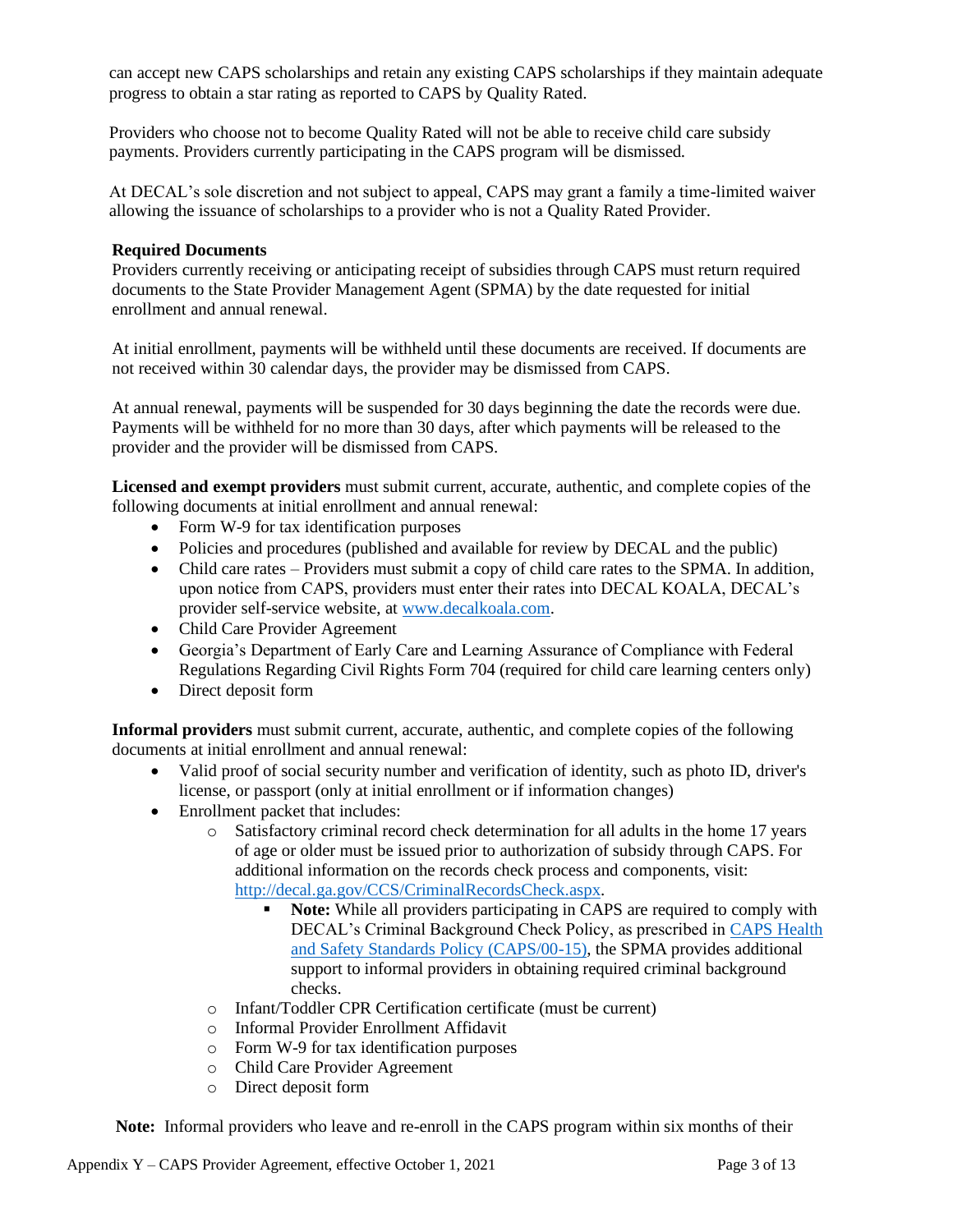can accept new CAPS scholarships and retain any existing CAPS scholarships if they maintain adequate progress to obtain a star rating as reported to CAPS by Quality Rated.

Providers who choose not to become Quality Rated will not be able to receive child care subsidy payments. Providers currently participating in the CAPS program will be dismissed.

At DECAL's sole discretion and not subject to appeal, CAPS may grant a family a time-limited waiver allowing the issuance of scholarships to a provider who is not a Quality Rated Provider.

**Required Documents**

Providers currently receiving or anticipating receipt of subsidies through CAPS must return required documents to the State Provider Management Agent (SPMA) by the date requested for initial enrollment and annual renewal.

At initial enrollment, payments will be withheld until these documents are received. If documents are not received within 30 calendar days, the provider may be dismissed from CAPS.

At annual renewal, payments will be suspended for 30 days beginning the date the records were due. Payments will be withheld for no more than 30 days, after which payments will be released to the provider and the provider will be dismissed from CAPS.

**Licensed and exempt providers** must submit current, accurate, authentic, and complete copies of the following documents at initial enrollment and annual renewal:

- Form W-9 for tax identification purposes
- Policies and procedures (published and available for review by DECAL and the public)
- Child care rates – Providers must submit a copy of child care rates to the SPMA. In addition, upon notice from CAPS, providers must enter their rates into DECAL KOALA, DECAL's provider self-service website, at [www.decalkoala.com](www.decalkoala.com).
- Child Care Provider Agreement
- Georgia's Department of Early Care and Learning Assurance of Compliance with Federal Regulations Regarding Civil Rights Form 704 (required for child care learning centers only)
- Direct deposit form

**Informal providers** must submit current, accurate, authentic, and complete copies of the following documents at initial enrollment and annual renewal:

- Valid proof of social security number and verification of identity, such as photo ID, driver's license, or passport (only at initial enrollment or if information changes)
- Enrollment packet that includes:
  - Satisfactory criminal record check determination for all adults in the home 17 years of age or older must be issued prior to authorization of subsidy through CAPS. For additional information on the records check process and components, visit: [http://decal.ga.gov/CCS/CriminalRecordsCheck.aspx](http://decal.ga.gov/CCS/CriminalRecordsCheck.aspx).
    - **Note:** While all providers participating in CAPS are required to comply with DECAL's Criminal Background Check Policy, as prescribed in CAPS Health and Safety Standards Policy (CAPS/00-15), the SPMA provides additional support to informal providers in obtaining required criminal background checks.
  - Infant/Toddler CPR Certification certificate (must be current)
  - Informal Provider Enrollment Affidavit
  - Form W-9 for tax identification purposes
  - Child Care Provider Agreement
  - Direct deposit form

**Note:** Informal providers who leave and re-enroll in the CAPS program within six months of their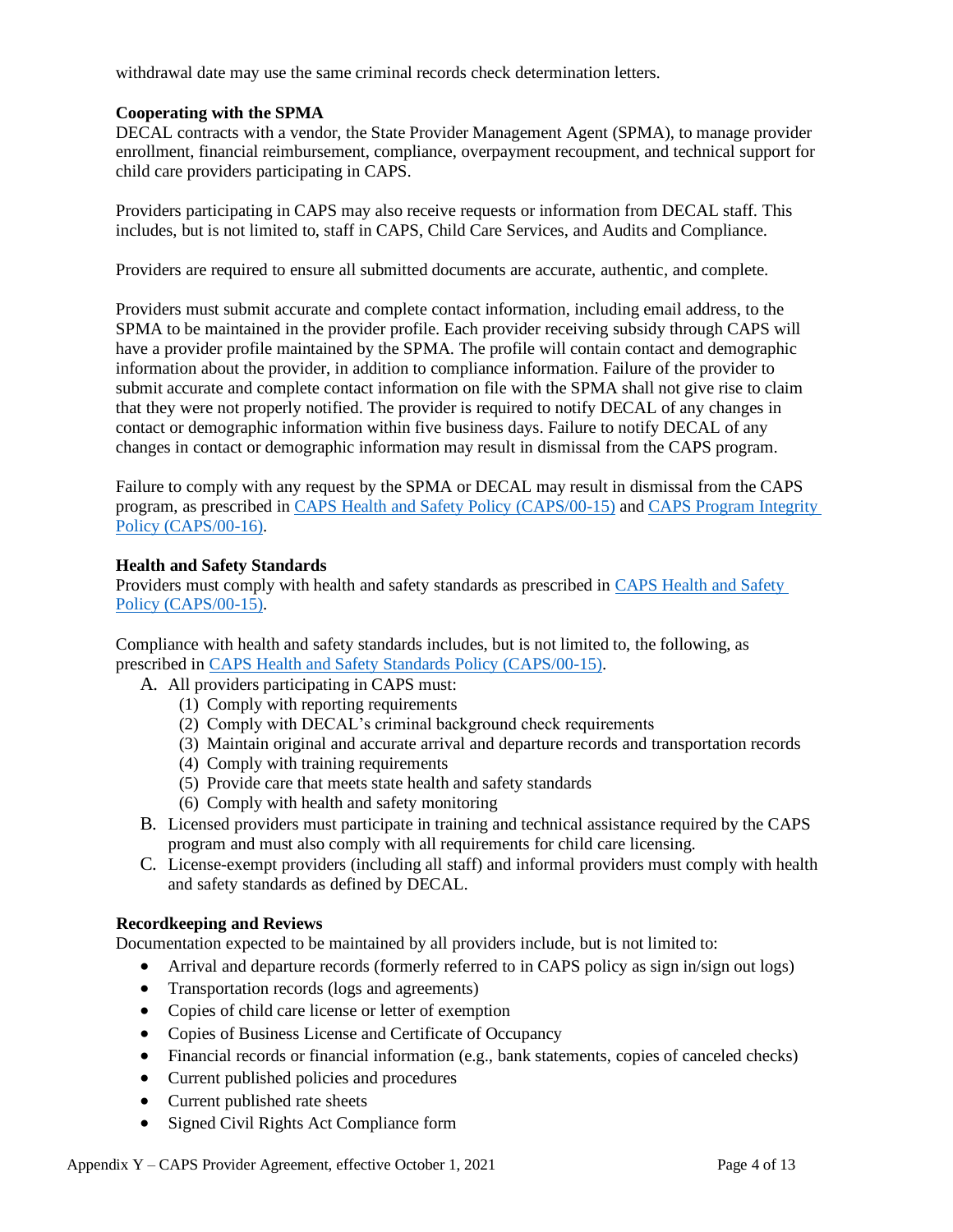withdrawal date may use the same criminal records check determination letters.

**Cooperating with the SPMA**

DECAL contracts with a vendor, the State Provider Management Agent (SPMA), to manage provider enrollment, financial reimbursement, compliance, overpayment recoupment, and technical support for child care providers participating in CAPS.

Providers participating in CAPS may also receive requests or information from DECAL staff. This includes, but is not limited to, staff in CAPS, Child Care Services, and Audits and Compliance.

Providers are required to ensure all submitted documents are accurate, authentic, and complete.

Providers must submit accurate and complete contact information, including email address, to the SPMA to be maintained in the provider profile. Each provider receiving subsidy through CAPS will have a provider profile maintained by the SPMA. The profile will contain contact and demographic information about the provider, in addition to compliance information. Failure of the provider to submit accurate and complete contact information on file with the SPMA shall not give rise to claim that they were not properly notified. The provider is required to notify DECAL of any changes in contact or demographic information within five business days. Failure to notify DECAL of any changes in contact or demographic information may result in dismissal from the CAPS program.

Failure to comply with any request by the SPMA or DECAL may result in dismissal from the CAPS program, as prescribed in [CAPS Health and Safety Policy (CAPS/00-15)] and [CAPS Program Integrity Policy (CAPS/00-16)].

**Health and Safety Standards**

Providers must comply with health and safety standards as prescribed in [CAPS Health and Safety Policy (CAPS/00-15)].

Compliance with health and safety standards includes, but is not limited to, the following, as prescribed in [CAPS Health and Safety Standards Policy (CAPS/00-15)].

A. All providers participating in CAPS must:
   1. Comply with reporting requirements
   2. Comply with DECAL's criminal background check requirements
   3. Maintain original and accurate arrival and departure records and transportation records
   4. Comply with training requirements
   5. Provide care that meets state health and safety standards
   6. Comply with health and safety monitoring
B. Licensed providers must participate in training and technical assistance required by the CAPS program and must also comply with all requirements for child care licensing.
C. License-exempt providers (including all staff) and informal providers must comply with health and safety standards as defined by DECAL.

**Recordkeeping and Reviews**

Documentation expected to be maintained by all providers include, but is not limited to:

- Arrival and departure records (formerly referred to in CAPS policy as sign in/sign out logs)
- Transportation records (logs and agreements)
- Copies of child care license or letter of exemption
- Copies of Business License and Certificate of Occupancy
- Financial records or financial information (e.g., bank statements, copies of canceled checks)
- Current published policies and procedures
- Current published rate sheets
- Signed Civil Rights Act Compliance form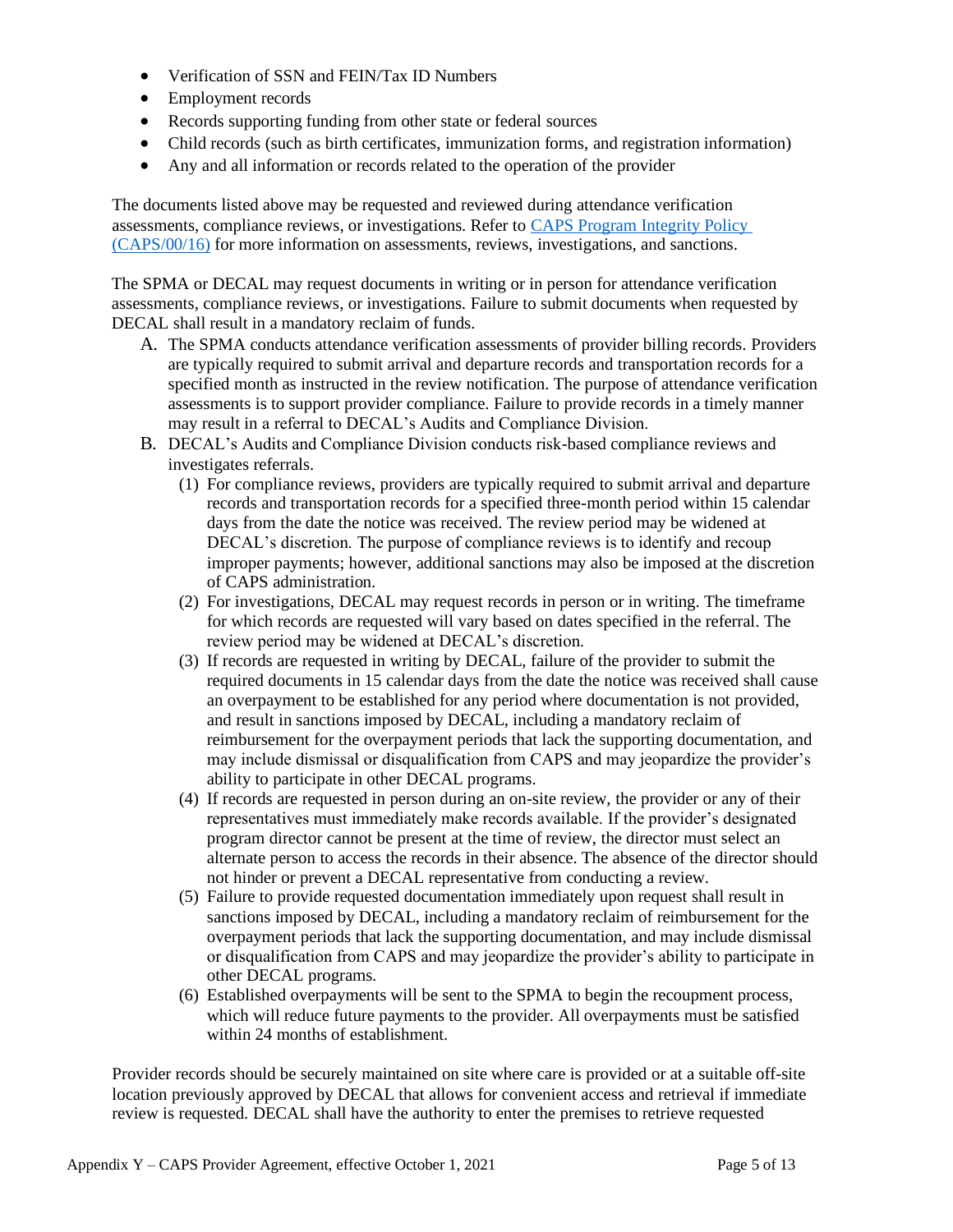- Verification of SSN and FEIN/Tax ID Numbers
- Employment records
- Records supporting funding from other state or federal sources
- Child records (such as birth certificates, immunization forms, and registration information)
- Any and all information or records related to the operation of the provider

The documents listed above may be requested and reviewed during attendance verification assessments, compliance reviews, or investigations. Refer to [CAPS Program Integrity Policy (CAPS/00/16)]() for more information on assessments, reviews, investigations, and sanctions.

The SPMA or DECAL may request documents in writing or in person for attendance verification assessments, compliance reviews, or investigations. Failure to submit documents when requested by DECAL shall result in a mandatory reclaim of funds.

A. The SPMA conducts attendance verification assessments of provider billing records. Providers are typically required to submit arrival and departure records and transportation records for a specified month as instructed in the review notification. The purpose of attendance verification assessments is to support provider compliance. Failure to provide records in a timely manner may result in a referral to DECAL's Audits and Compliance Division.

B. DECAL's Audits and Compliance Division conducts risk-based compliance reviews and investigates referrals.
   (1) For compliance reviews, providers are typically required to submit arrival and departure records and transportation records for a specified three-month period within 15 calendar days from the date the notice was received. The review period may be widened at DECAL's discretion. The purpose of compliance reviews is to identify and recoup improper payments; however, additional sanctions may also be imposed at the discretion of CAPS administration.
   (2) For investigations, DECAL may request records in person or in writing. The timeframe for which records are requested will vary based on dates specified in the referral. The review period may be widened at DECAL's discretion.
   (3) If records are requested in writing by DECAL, failure of the provider to submit the required documents in 15 calendar days from the date the notice was received shall cause an overpayment to be established for any period where documentation is not provided, and result in sanctions imposed by DECAL, including a mandatory reclaim of reimbursement for the overpayment periods that lack the supporting documentation, and may include dismissal or disqualification from CAPS and may jeopardize the provider's ability to participate in other DECAL programs.
   (4) If records are requested in person during an on-site review, the provider or any of their representatives must immediately make records available. If the provider's designated program director cannot be present at the time of review, the director must select an alternate person to access the records in their absence. The absence of the director should not hinder or prevent a DECAL representative from conducting a review.
   (5) Failure to provide requested documentation immediately upon request shall result in sanctions imposed by DECAL, including a mandatory reclaim of reimbursement for the overpayment periods that lack the supporting documentation, and may include dismissal or disqualification from CAPS and may jeopardize the provider's ability to participate in other DECAL programs.
   (6) Established overpayments will be sent to the SPMA to begin the recoupment process, which will reduce future payments to the provider. All overpayments must be satisfied within 24 months of establishment.

Provider records should be securely maintained on site where care is provided or at a suitable off-site location previously approved by DECAL that allows for convenient access and retrieval if immediate review is requested. DECAL shall have the authority to enter the premises to retrieve requested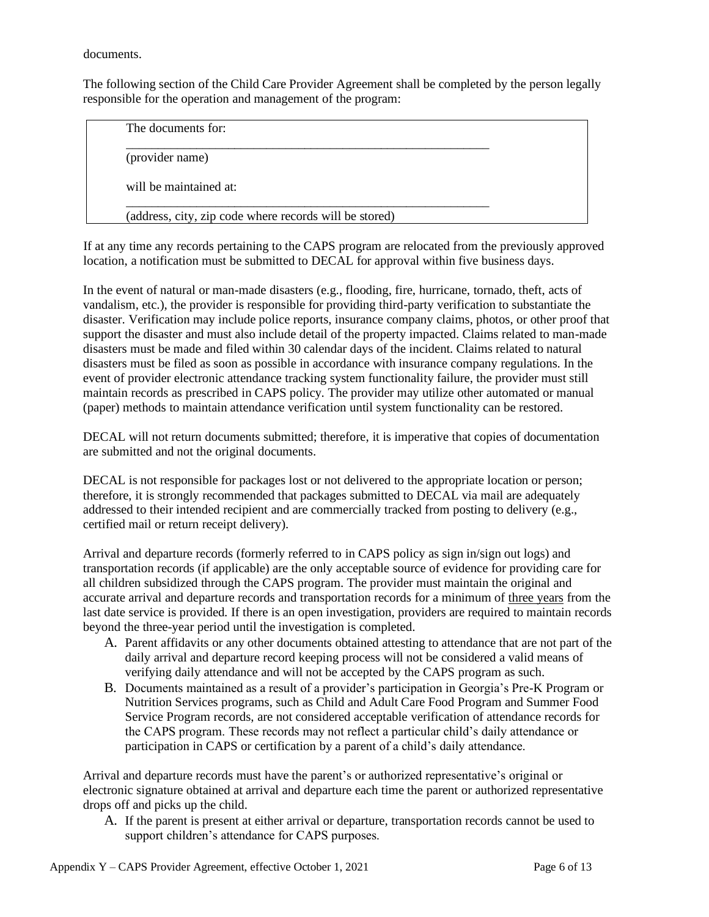documents.

The following section of the Child Care Provider Agreement shall be completed by the person legally responsible for the operation and management of the program:

> The documents for:
>
> ___________________________________________________________
>
> (provider name)
>
> will be maintained at:
>
> ___________________________________________________________
>
> (address, city, zip code where records will be stored)

If at any time any records pertaining to the CAPS program are relocated from the previously approved location, a notification must be submitted to DECAL for approval within five business days.

In the event of natural or man-made disasters (e.g., flooding, fire, hurricane, tornado, theft, acts of vandalism, etc.), the provider is responsible for providing third-party verification to substantiate the disaster. Verification may include police reports, insurance company claims, photos, or other proof that support the disaster and must also include detail of the property impacted. Claims related to man-made disasters must be made and filed within 30 calendar days of the incident. Claims related to natural disasters must be filed as soon as possible in accordance with insurance company regulations. In the event of provider electronic attendance tracking system functionality failure, the provider must still maintain records as prescribed in CAPS policy. The provider may utilize other automated or manual (paper) methods to maintain attendance verification until system functionality can be restored.

DECAL will not return documents submitted; therefore, it is imperative that copies of documentation are submitted and not the original documents.

DECAL is not responsible for packages lost or not delivered to the appropriate location or person; therefore, it is strongly recommended that packages submitted to DECAL via mail are adequately addressed to their intended recipient and are commercially tracked from posting to delivery (e.g., certified mail or return receipt delivery).

Arrival and departure records (formerly referred to in CAPS policy as sign in/sign out logs) and transportation records (if applicable) are the only acceptable source of evidence for providing care for all children subsidized through the CAPS program. The provider must maintain the original and accurate arrival and departure records and transportation records for a minimum of <u>three years</u> from the last date service is provided. If there is an open investigation, providers are required to maintain records beyond the three-year period until the investigation is completed.

A. Parent affidavits or any other documents obtained attesting to attendance that are not part of the daily arrival and departure record keeping process will not be considered a valid means of verifying daily attendance and will not be accepted by the CAPS program as such.
B. Documents maintained as a result of a provider's participation in Georgia's Pre-K Program or Nutrition Services programs, such as Child and Adult Care Food Program and Summer Food Service Program records, are not considered acceptable verification of attendance records for the CAPS program. These records may not reflect a particular child's daily attendance or participation in CAPS or certification by a parent of a child's daily attendance.

Arrival and departure records must have the parent's or authorized representative's original or electronic signature obtained at arrival and departure each time the parent or authorized representative drops off and picks up the child.

A. If the parent is present at either arrival or departure, transportation records cannot be used to support children's attendance for CAPS purposes.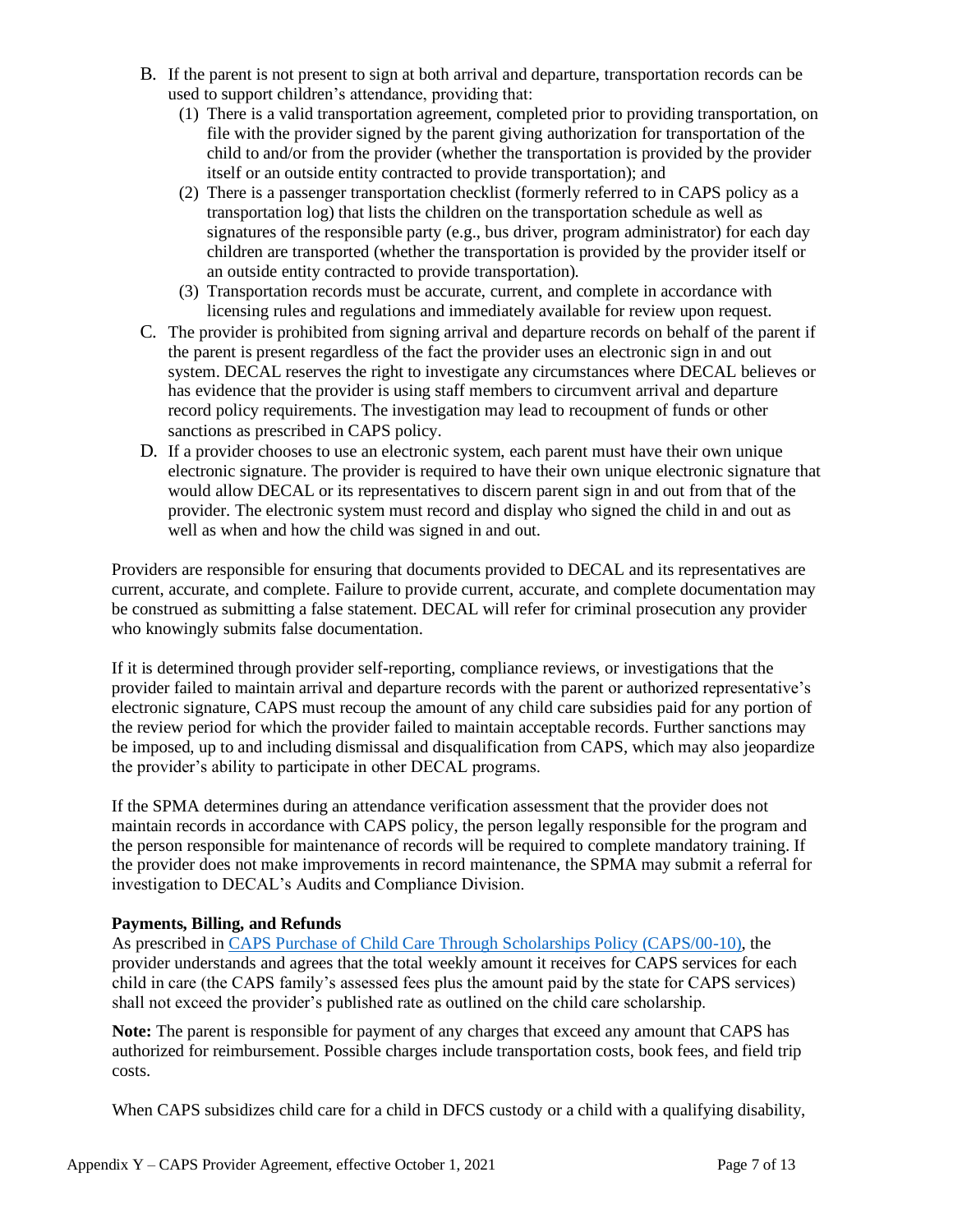B. If the parent is not present to sign at both arrival and departure, transportation records can be used to support children's attendance, providing that:
   (1) There is a valid transportation agreement, completed prior to providing transportation, on file with the provider signed by the parent giving authorization for transportation of the child to and/or from the provider (whether the transportation is provided by the provider itself or an outside entity contracted to provide transportation); and
   (2) There is a passenger transportation checklist (formerly referred to in CAPS policy as a transportation log) that lists the children on the transportation schedule as well as signatures of the responsible party (e.g., bus driver, program administrator) for each day children are transported (whether the transportation is provided by the provider itself or an outside entity contracted to provide transportation).
   (3) Transportation records must be accurate, current, and complete in accordance with licensing rules and regulations and immediately available for review upon request.

C. The provider is prohibited from signing arrival and departure records on behalf of the parent if the parent is present regardless of the fact the provider uses an electronic sign in and out system. DECAL reserves the right to investigate any circumstances where DECAL believes or has evidence that the provider is using staff members to circumvent arrival and departure record policy requirements. The investigation may lead to recoupment of funds or other sanctions as prescribed in CAPS policy.

D. If a provider chooses to use an electronic system, each parent must have their own unique electronic signature. The provider is required to have their own unique electronic signature that would allow DECAL or its representatives to discern parent sign in and out from that of the provider. The electronic system must record and display who signed the child in and out as well as when and how the child was signed in and out.

Providers are responsible for ensuring that documents provided to DECAL and its representatives are current, accurate, and complete. Failure to provide current, accurate, and complete documentation may be construed as submitting a false statement. DECAL will refer for criminal prosecution any provider who knowingly submits false documentation.

If it is determined through provider self-reporting, compliance reviews, or investigations that the provider failed to maintain arrival and departure records with the parent or authorized representative's electronic signature, CAPS must recoup the amount of any child care subsidies paid for any portion of the review period for which the provider failed to maintain acceptable records. Further sanctions may be imposed, up to and including dismissal and disqualification from CAPS, which may also jeopardize the provider's ability to participate in other DECAL programs.

If the SPMA determines during an attendance verification assessment that the provider does not maintain records in accordance with CAPS policy, the person legally responsible for the program and the person responsible for maintenance of records will be required to complete mandatory training. If the provider does not make improvements in record maintenance, the SPMA may submit a referral for investigation to DECAL's Audits and Compliance Division.

**Payments, Billing, and Refunds**

As prescribed in CAPS Purchase of Child Care Through Scholarships Policy (CAPS/00-10), the provider understands and agrees that the total weekly amount it receives for CAPS services for each child in care (the CAPS family's assessed fees plus the amount paid by the state for CAPS services) shall not exceed the provider's published rate as outlined on the child care scholarship.

**Note:** The parent is responsible for payment of any charges that exceed any amount that CAPS has authorized for reimbursement. Possible charges include transportation costs, book fees, and field trip costs.

When CAPS subsidizes child care for a child in DFCS custody or a child with a qualifying disability,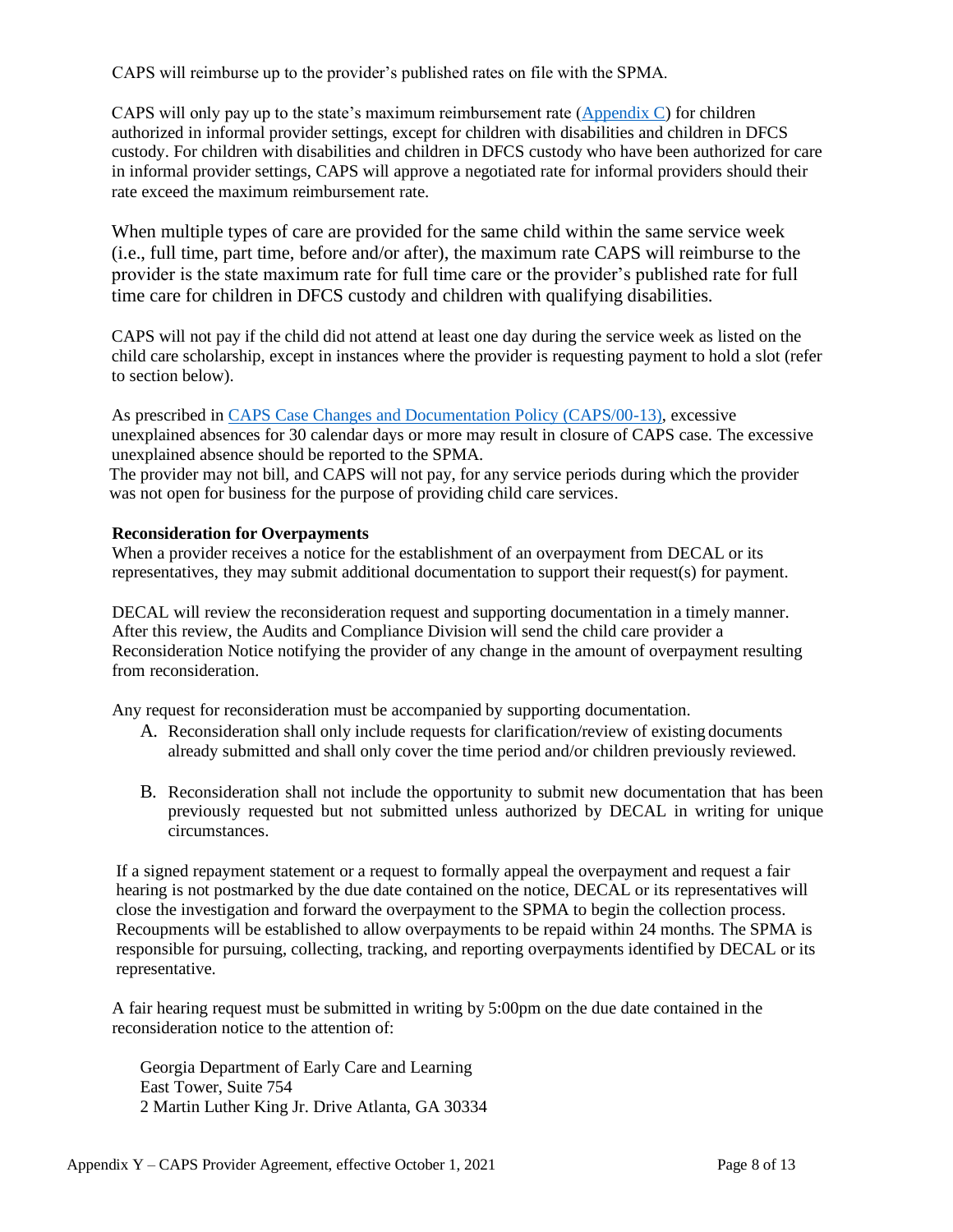CAPS will reimburse up to the provider's published rates on file with the SPMA.

CAPS will only pay up to the state's maximum reimbursement rate ([Appendix C]) for children authorized in informal provider settings, except for children with disabilities and children in DFCS custody. For children with disabilities and children in DFCS custody who have been authorized for care in informal provider settings, CAPS will approve a negotiated rate for informal providers should their rate exceed the maximum reimbursement rate.

When multiple types of care are provided for the same child within the same service week (i.e., full time, part time, before and/or after), the maximum rate CAPS will reimburse to the provider is the state maximum rate for full time care or the provider's published rate for full time care for children in DFCS custody and children with qualifying disabilities.

CAPS will not pay if the child did not attend at least one day during the service week as listed on the child care scholarship, except in instances where the provider is requesting payment to hold a slot (refer to section below).

As prescribed in [CAPS Case Changes and Documentation Policy (CAPS/00-13)], excessive unexplained absences for 30 calendar days or more may result in closure of CAPS case. The excessive unexplained absence should be reported to the SPMA.
The provider may not bill, and CAPS will not pay, for any service periods during which the provider was not open for business for the purpose of providing child care services.

**Reconsideration for Overpayments**
When a provider receives a notice for the establishment of an overpayment from DECAL or its representatives, they may submit additional documentation to support their request(s) for payment.

DECAL will review the reconsideration request and supporting documentation in a timely manner. After this review, the Audits and Compliance Division will send the child care provider a Reconsideration Notice notifying the provider of any change in the amount of overpayment resulting from reconsideration.

Any request for reconsideration must be accompanied by supporting documentation.

A. Reconsideration shall only include requests for clarification/review of existing documents already submitted and shall only cover the time period and/or children previously reviewed.

B. Reconsideration shall not include the opportunity to submit new documentation that has been previously requested but not submitted unless authorized by DECAL in writing for unique circumstances.

If a signed repayment statement or a request to formally appeal the overpayment and request a fair hearing is not postmarked by the due date contained on the notice, DECAL or its representatives will close the investigation and forward the overpayment to the SPMA to begin the collection process. Recoupments will be established to allow overpayments to be repaid within 24 months. The SPMA is responsible for pursuing, collecting, tracking, and reporting overpayments identified by DECAL or its representative.

A fair hearing request must be submitted in writing by 5:00pm on the due date contained in the reconsideration notice to the attention of:

Georgia Department of Early Care and Learning
East Tower, Suite 754
2 Martin Luther King Jr. Drive Atlanta, GA 30334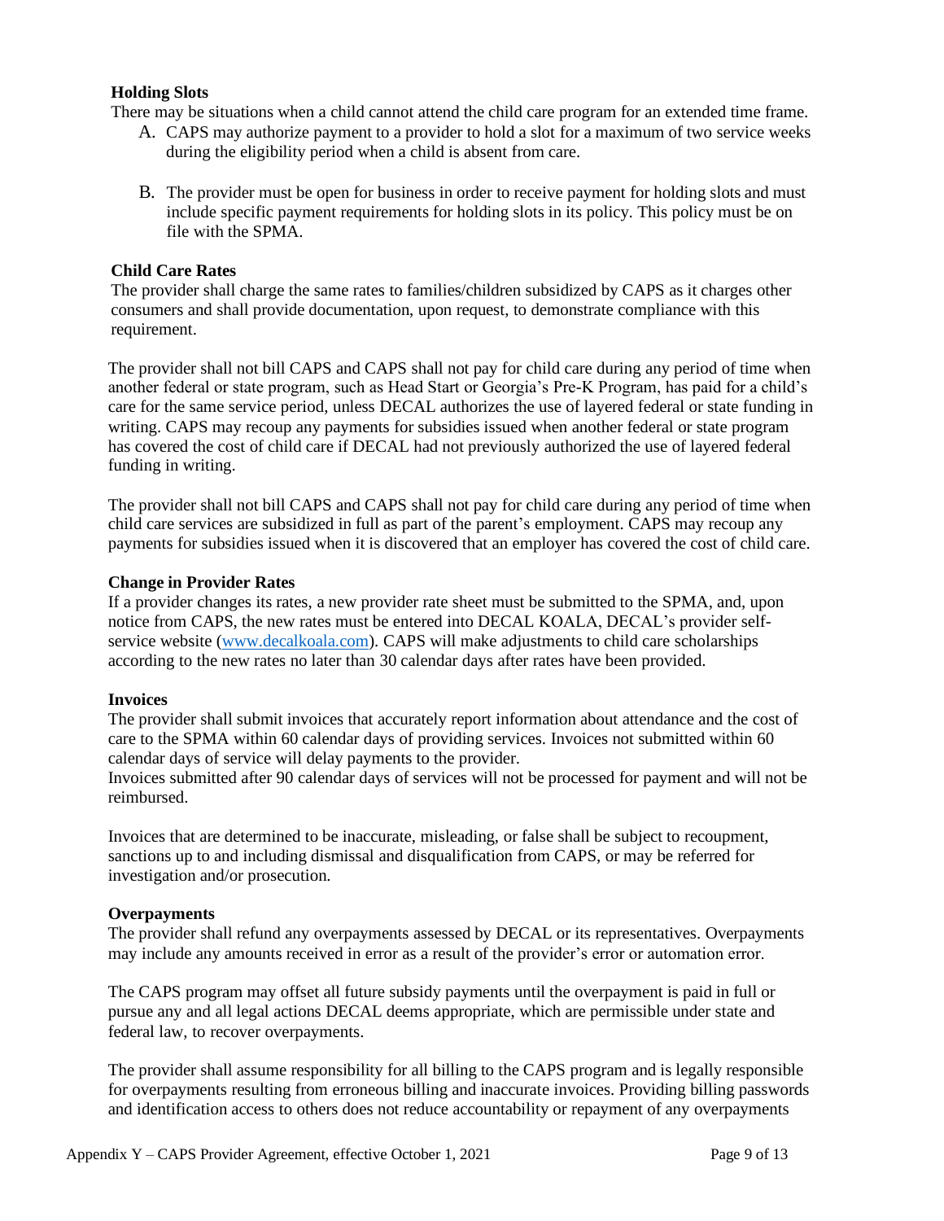**Holding Slots**

There may be situations when a child cannot attend the child care program for an extended time frame.

A. CAPS may authorize payment to a provider to hold a slot for a maximum of two service weeks during the eligibility period when a child is absent from care.

B. The provider must be open for business in order to receive payment for holding slots and must include specific payment requirements for holding slots in its policy. This policy must be on file with the SPMA.

**Child Care Rates**

The provider shall charge the same rates to families/children subsidized by CAPS as it charges other consumers and shall provide documentation, upon request, to demonstrate compliance with this requirement.

The provider shall not bill CAPS and CAPS shall not pay for child care during any period of time when another federal or state program, such as Head Start or Georgia's Pre-K Program, has paid for a child's care for the same service period, unless DECAL authorizes the use of layered federal or state funding in writing. CAPS may recoup any payments for subsidies issued when another federal or state program has covered the cost of child care if DECAL had not previously authorized the use of layered federal funding in writing.

The provider shall not bill CAPS and CAPS shall not pay for child care during any period of time when child care services are subsidized in full as part of the parent's employment. CAPS may recoup any payments for subsidies issued when it is discovered that an employer has covered the cost of child care.

**Change in Provider Rates**

If a provider changes its rates, a new provider rate sheet must be submitted to the SPMA, and, upon notice from CAPS, the new rates must be entered into DECAL KOALA, DECAL's provider self-service website ([www.decalkoala.com](www.decalkoala.com)). CAPS will make adjustments to child care scholarships according to the new rates no later than 30 calendar days after rates have been provided.

**Invoices**

The provider shall submit invoices that accurately report information about attendance and the cost of care to the SPMA within 60 calendar days of providing services. Invoices not submitted within 60 calendar days of service will delay payments to the provider.

Invoices submitted after 90 calendar days of services will not be processed for payment and will not be reimbursed.

Invoices that are determined to be inaccurate, misleading, or false shall be subject to recoupment, sanctions up to and including dismissal and disqualification from CAPS, or may be referred for investigation and/or prosecution.

**Overpayments**

The provider shall refund any overpayments assessed by DECAL or its representatives. Overpayments may include any amounts received in error as a result of the provider's error or automation error.

The CAPS program may offset all future subsidy payments until the overpayment is paid in full or pursue any and all legal actions DECAL deems appropriate, which are permissible under state and federal law, to recover overpayments.

The provider shall assume responsibility for all billing to the CAPS program and is legally responsible for overpayments resulting from erroneous billing and inaccurate invoices. Providing billing passwords and identification access to others does not reduce accountability or repayment of any overpayments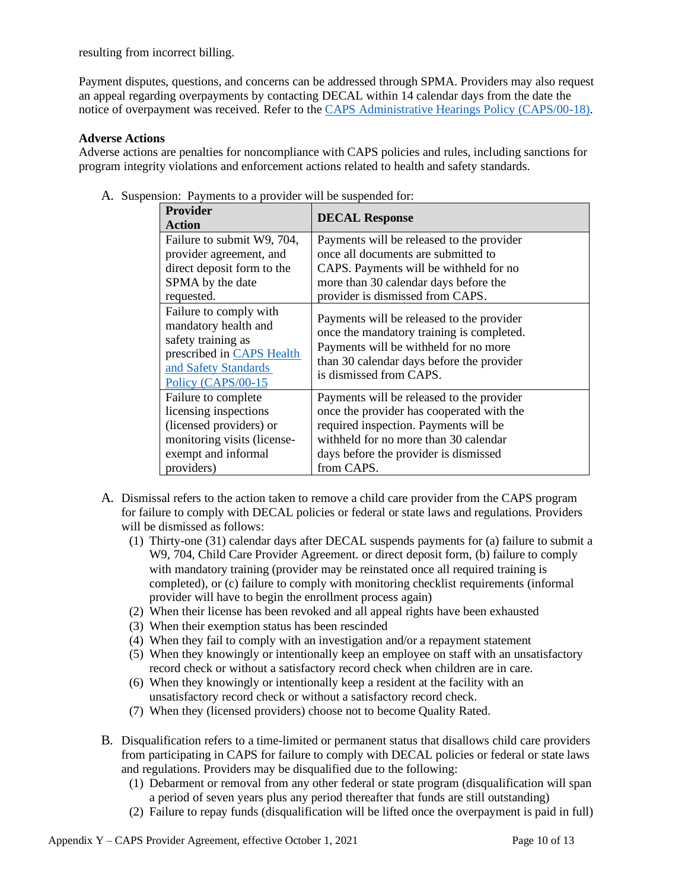resulting from incorrect billing.

Payment disputes, questions, and concerns can be addressed through SPMA. Providers may also request an appeal regarding overpayments by contacting DECAL within 14 calendar days from the date the notice of overpayment was received. Refer to the CAPS Administrative Hearings Policy (CAPS/00-18).

**Adverse Actions**

Adverse actions are penalties for noncompliance with CAPS policies and rules, including sanctions for program integrity violations and enforcement actions related to health and safety standards.

A. Suspension: Payments to a provider will be suspended for:

| Provider Action | DECAL Response |
|---|---|
| Failure to submit W9, 704, provider agreement, and direct deposit form to the SPMA by the date requested. | Payments will be released to the provider once all documents are submitted to CAPS. Payments will be withheld for no more than 30 calendar days before the provider is dismissed from CAPS. |
| Failure to comply with mandatory health and safety training as prescribed in CAPS Health and Safety Standards Policy (CAPS/00-15 | Payments will be released to the provider once the mandatory training is completed. Payments will be withheld for no more than 30 calendar days before the provider is dismissed from CAPS. |
| Failure to complete licensing inspections (licensed providers) or monitoring visits (license-exempt and informal providers) | Payments will be released to the provider once the provider has cooperated with the required inspection. Payments will be withheld for no more than 30 calendar days before the provider is dismissed from CAPS. |

A. Dismissal refers to the action taken to remove a child care provider from the CAPS program for failure to comply with DECAL policies or federal or state laws and regulations. Providers will be dismissed as follows:
   (1) Thirty-one (31) calendar days after DECAL suspends payments for (a) failure to submit a W9, 704, Child Care Provider Agreement. or direct deposit form, (b) failure to comply with mandatory training (provider may be reinstated once all required training is completed), or (c) failure to comply with monitoring checklist requirements (informal provider will have to begin the enrollment process again)
   (2) When their license has been revoked and all appeal rights have been exhausted
   (3) When their exemption status has been rescinded
   (4) When they fail to comply with an investigation and/or a repayment statement
   (5) When they knowingly or intentionally keep an employee on staff with an unsatisfactory record check or without a satisfactory record check when children are in care.
   (6) When they knowingly or intentionally keep a resident at the facility with an unsatisfactory record check or without a satisfactory record check.
   (7) When they (licensed providers) choose not to become Quality Rated.

B. Disqualification refers to a time-limited or permanent status that disallows child care providers from participating in CAPS for failure to comply with DECAL policies or federal or state laws and regulations. Providers may be disqualified due to the following:
   (1) Debarment or removal from any other federal or state program (disqualification will span a period of seven years plus any period thereafter that funds are still outstanding)
   (2) Failure to repay funds (disqualification will be lifted once the overpayment is paid in full)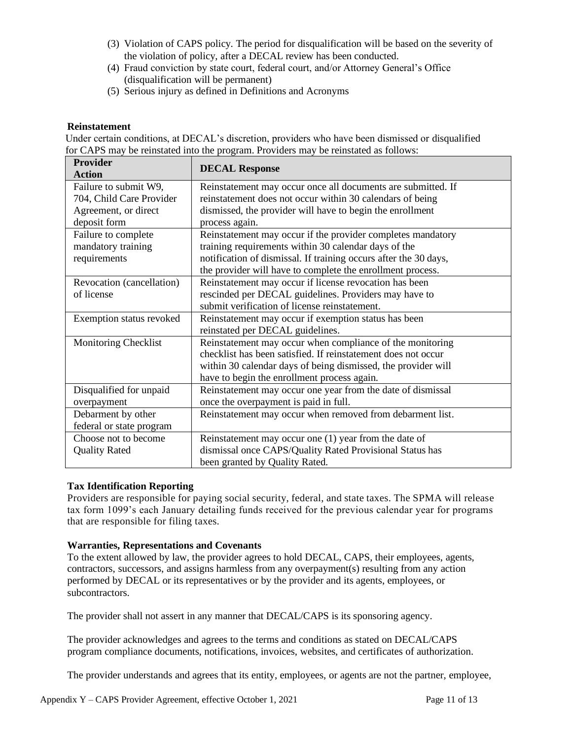(3) Violation of CAPS policy. The period for disqualification will be based on the severity of the violation of policy, after a DECAL review has been conducted.
(4) Fraud conviction by state court, federal court, and/or Attorney General's Office (disqualification will be permanent)
(5) Serious injury as defined in Definitions and Acronyms

**Reinstatement**

Under certain conditions, at DECAL's discretion, providers who have been dismissed or disqualified for CAPS may be reinstated into the program. Providers may be reinstated as follows:

| Provider Action | DECAL Response |
|---|---|
| Failure to submit W9, 704, Child Care Provider Agreement, or direct deposit form | Reinstatement may occur once all documents are submitted. If reinstatement does not occur within 30 calendars of being dismissed, the provider will have to begin the enrollment process again. |
| Failure to complete mandatory training requirements | Reinstatement may occur if the provider completes mandatory training requirements within 30 calendar days of the notification of dismissal. If training occurs after the 30 days, the provider will have to complete the enrollment process. |
| Revocation (cancellation) of license | Reinstatement may occur if license revocation has been rescinded per DECAL guidelines. Providers may have to submit verification of license reinstatement. |
| Exemption status revoked | Reinstatement may occur if exemption status has been reinstated per DECAL guidelines. |
| Monitoring Checklist | Reinstatement may occur when compliance of the monitoring checklist has been satisfied. If reinstatement does not occur within 30 calendar days of being dismissed, the provider will have to begin the enrollment process again. |
| Disqualified for unpaid overpayment | Reinstatement may occur one year from the date of dismissal once the overpayment is paid in full. |
| Debarment by other federal or state program | Reinstatement may occur when removed from debarment list. |
| Choose not to become Quality Rated | Reinstatement may occur one (1) year from the date of dismissal once CAPS/Quality Rated Provisional Status has been granted by Quality Rated. |

**Tax Identification Reporting**

Providers are responsible for paying social security, federal, and state taxes. The SPMA will release tax form 1099's each January detailing funds received for the previous calendar year for programs that are responsible for filing taxes.

**Warranties, Representations and Covenants**

To the extent allowed by law, the provider agrees to hold DECAL, CAPS, their employees, agents, contractors, successors, and assigns harmless from any overpayment(s) resulting from any action performed by DECAL or its representatives or by the provider and its agents, employees, or subcontractors.

The provider shall not assert in any manner that DECAL/CAPS is its sponsoring agency.

The provider acknowledges and agrees to the terms and conditions as stated on DECAL/CAPS program compliance documents, notifications, invoices, websites, and certificates of authorization.

The provider understands and agrees that its entity, employees, or agents are not the partner, employee,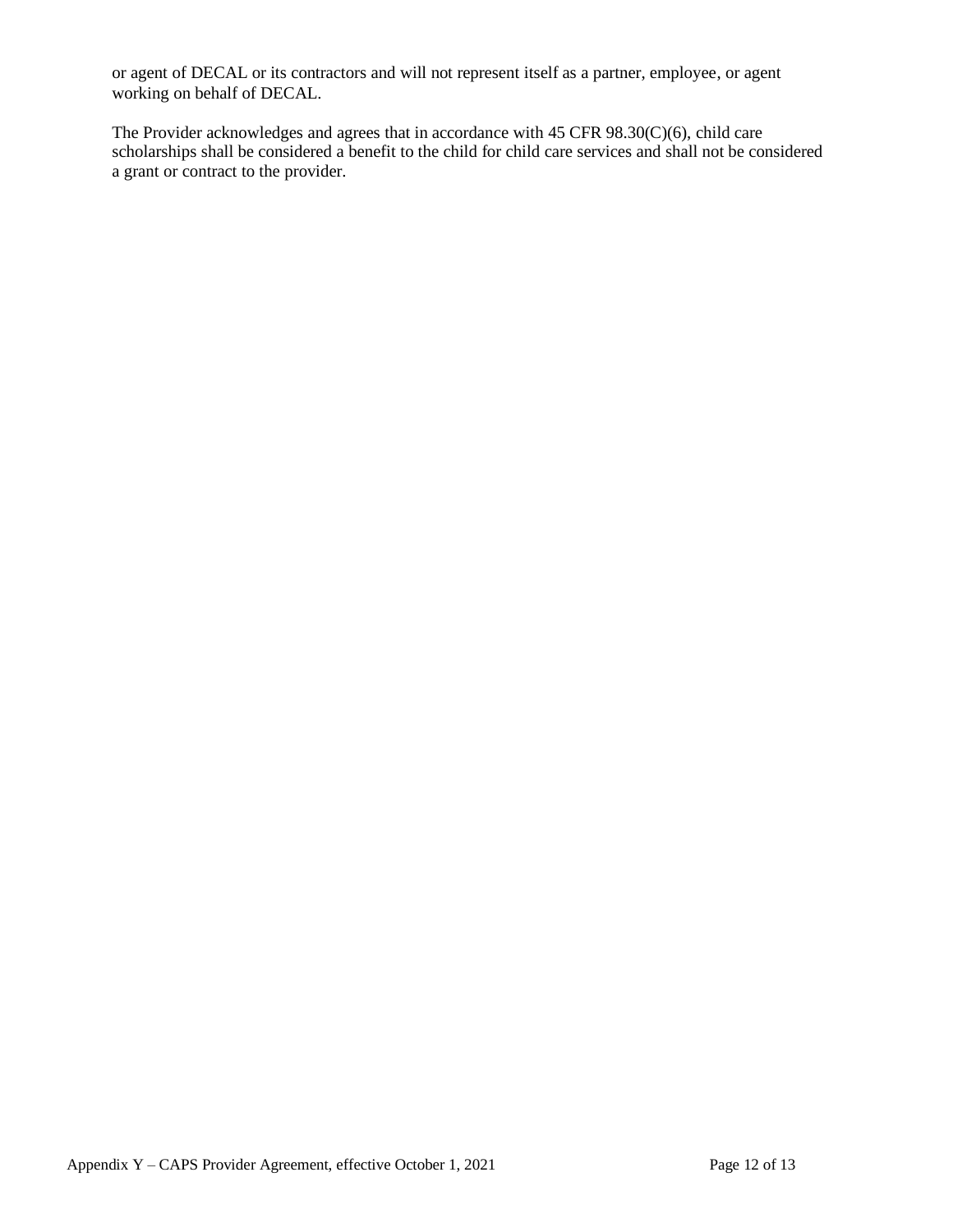or agent of DECAL or its contractors and will not represent itself as a partner, employee, or agent working on behalf of DECAL.

The Provider acknowledges and agrees that in accordance with 45 CFR 98.30(C)(6), child care scholarships shall be considered a benefit to the child for child care services and shall not be considered a grant or contract to the provider.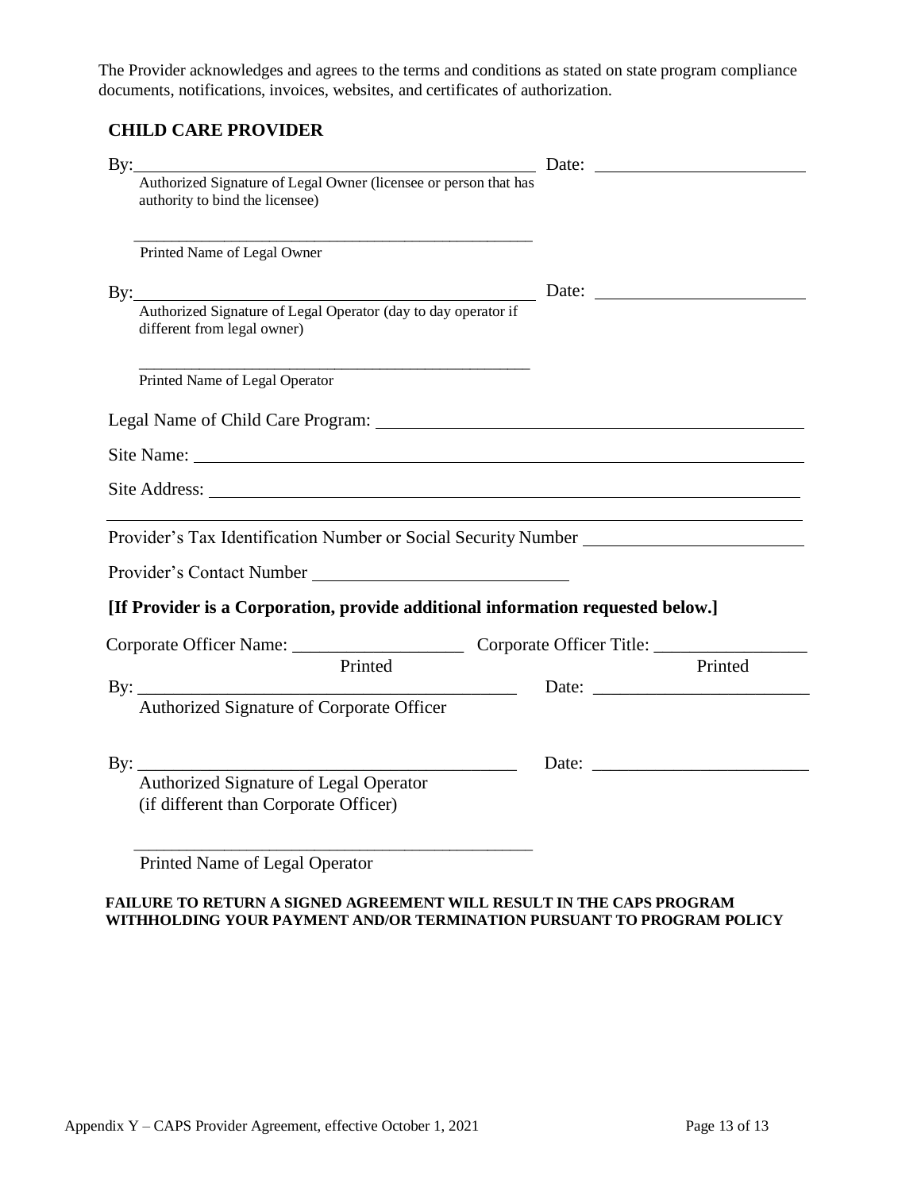The Provider acknowledges and agrees to the terms and conditions as stated on state program compliance documents, notifications, invoices, websites, and certificates of authorization.

## CHILD CARE PROVIDER

By:_______________________________________________ Date: ______________________

Authorized Signature of Legal Owner (licensee or person that has authority to bind the licensee)

_______________________________________________

Printed Name of Legal Owner

By:_______________________________________________ Date: ______________________

Authorized Signature of Legal Operator (day to day operator if different from legal owner)

_______________________________________________

Printed Name of Legal Operator

Legal Name of Child Care Program: _______________________________________________

Site Name: _______________________________________________

Site Address: _______________________________________________

_______________________________________________

Provider's Tax Identification Number or Social Security Number ______________________

Provider's Contact Number ___________________________

**[If Provider is a Corporation, provide additional information requested below.]**

Corporate Officer Name: ___________________ Corporate Officer Title: ________________

Printed Printed

By: ________________________________________ Date: ______________________

Authorized Signature of Corporate Officer

By: ________________________________________ Date: ______________________

Authorized Signature of Legal Operator (if different than Corporate Officer)

_______________________________________________

Printed Name of Legal Operator

**FAILURE TO RETURN A SIGNED AGREEMENT WILL RESULT IN THE CAPS PROGRAM WITHHOLDING YOUR PAYMENT AND/OR TERMINATION PURSUANT TO PROGRAM POLICY**